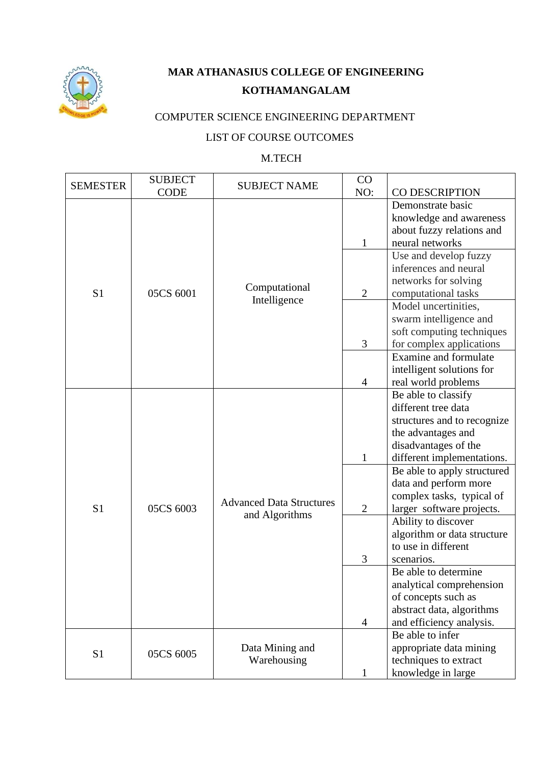**MAR ATHANASIUS COLLEGE OF ENGINEERING**

**KOTHAMANGALAM**

COMPUTER SCIENCE ENGINEERING DEPARTMENT

LIST OF COURSE OUTCOMES

M.TECH

| SEMESTER | SUBJECT CODE | SUBJECT NAME | CO NO: | CO DESCRIPTION |
|---|---|---|---|---|
| S1 | 05CS 6001 | Computational Intelligence | 1 | Demonstrate basic knowledge and awareness about fuzzy relations and neural networks |
| | | | 2 | Use and develop fuzzy inferences and neural networks for solving computational tasks |
| | | | 3 | Model uncertinities, swarm intelligence and soft computing techniques for complex applications |
| | | | 4 | Examine and formulate intelligent solutions for real world problems |
| S1 | 05CS 6003 | Advanced Data Structures and Algorithms | 1 | Be able to classify different tree data structures and to recognize the advantages and disadvantages of the different implementations. |
| | | | 2 | Be able to apply structured data and perform more complex tasks, typical of larger software projects. |
| | | | 3 | Ability to discover algorithm or data structure to use in different scenarios. |
| | | | 4 | Be able to determine analytical comprehension of concepts such as abstract data, algorithms and efficiency analysis. |
| S1 | 05CS 6005 | Data Mining and Warehousing | 1 | Be able to infer appropriate data mining techniques to extract knowledge in large |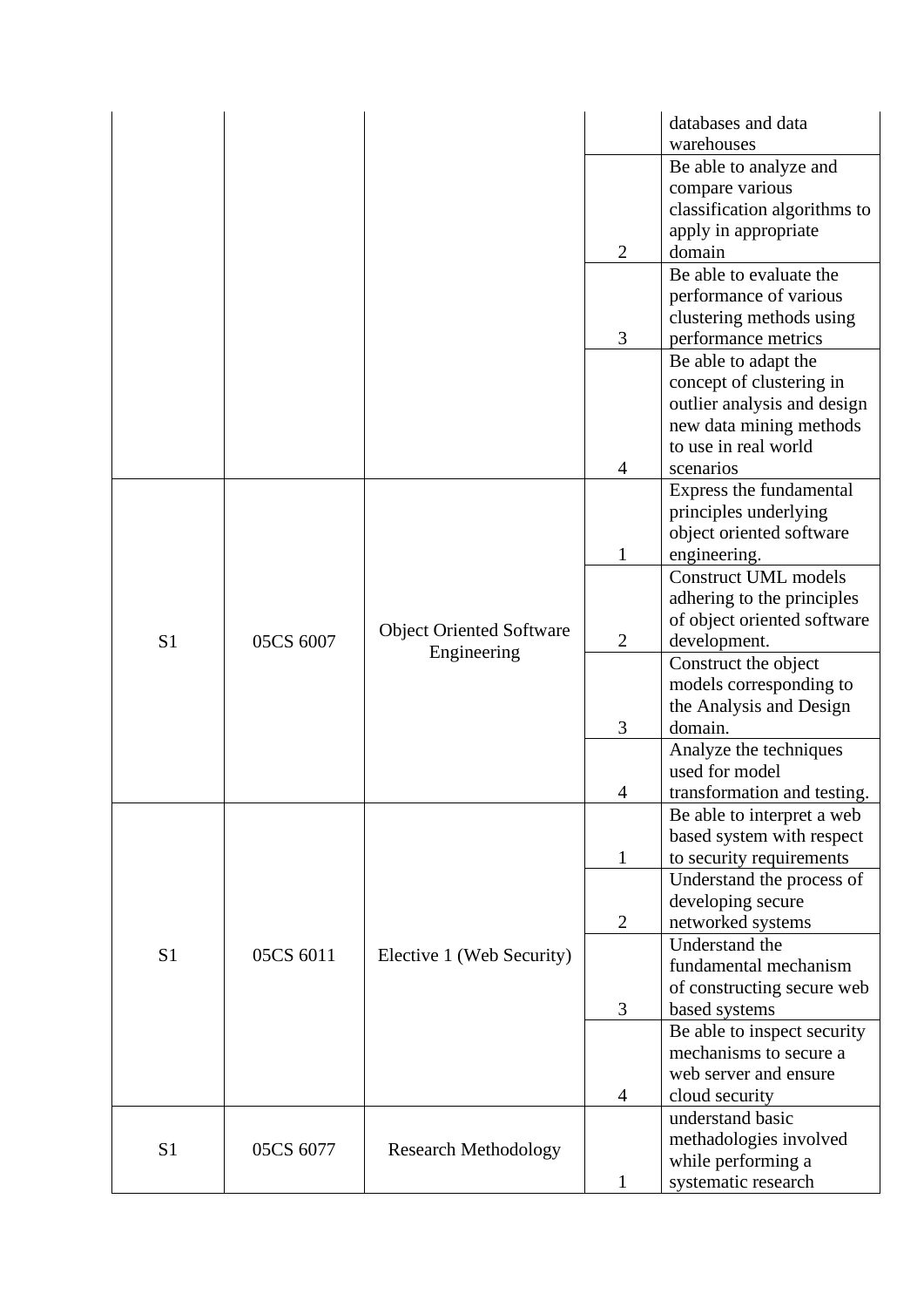| | | | | |
|---|---|---|---|---|
| | | | | databases and data warehouses |
| | | | 2 | Be able to analyze and compare various classification algorithms to apply in appropriate domain |
| | | | 3 | Be able to evaluate the performance of various clustering methods using performance metrics |
| | | | 4 | Be able to adapt the concept of clustering in outlier analysis and design new data mining methods to use in real world scenarios |
| S1 | 05CS 6007 | Object Oriented Software Engineering | 1 | Express the fundamental principles underlying object oriented software engineering. |
| | | | 2 | Construct UML models adhering to the principles of object oriented software development. |
| | | | 3 | Construct the object models corresponding to the Analysis and Design domain. |
| | | | 4 | Analyze the techniques used for model transformation and testing. |
| S1 | 05CS 6011 | Elective 1 (Web Security) | 1 | Be able to interpret a web based system with respect to security requirements |
| | | | 2 | Understand the process of developing secure networked systems |
| | | | 3 | Understand the fundamental mechanism of constructing secure web based systems |
| | | | 4 | Be able to inspect security mechanisms to secure a web server and ensure cloud security |
| S1 | 05CS 6077 | Research Methodology | 1 | understand basic methadologies involved while performing a systematic research |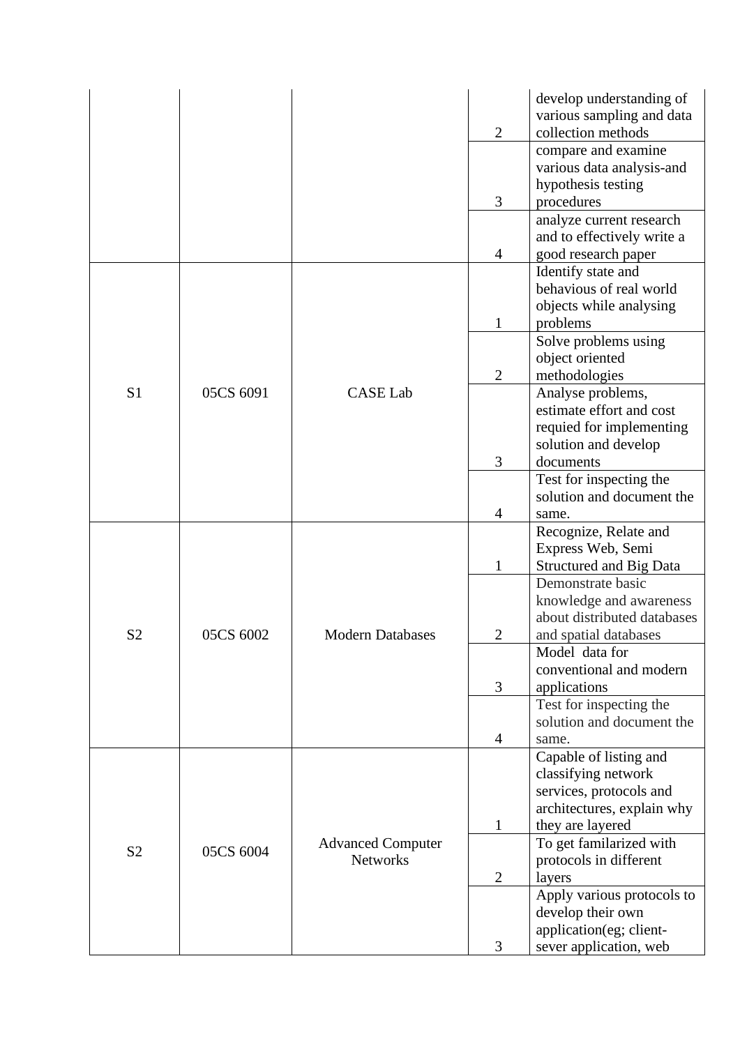| | | | | |
|---|---|---|---|---|
| | | | 2 | develop understanding of various sampling and data collection methods |
| | | | 3 | compare and examine various data analysis-and hypothesis testing procedures |
| | | | 4 | analyze current research and to effectively write a good research paper |
| S1 | 05CS 6091 | CASE Lab | 1 | Identify state and behavious of real world objects while analysing problems |
| | | | 2 | Solve problems using object oriented methodologies |
| | | | 3 | Analyse problems, estimate effort and cost requied for implementing solution and develop documents |
| | | | 4 | Test for inspecting the solution and document the same. |
| S2 | 05CS 6002 | Modern Databases | 1 | Recognize, Relate and Express Web, Semi Structured and Big Data |
| | | | 2 | Demonstrate basic knowledge and awareness about distributed databases and spatial databases |
| | | | 3 | Model data for conventional and modern applications |
| | | | 4 | Test for inspecting the solution and document the same. |
| S2 | 05CS 6004 | Advanced Computer Networks | 1 | Capable of listing and classifying network services, protocols and architectures, explain why they are layered |
| | | | 2 | To get familarized with protocols in different layers |
| | | | 3 | Apply various protocols to develop their own application(eg; client-sever application, web |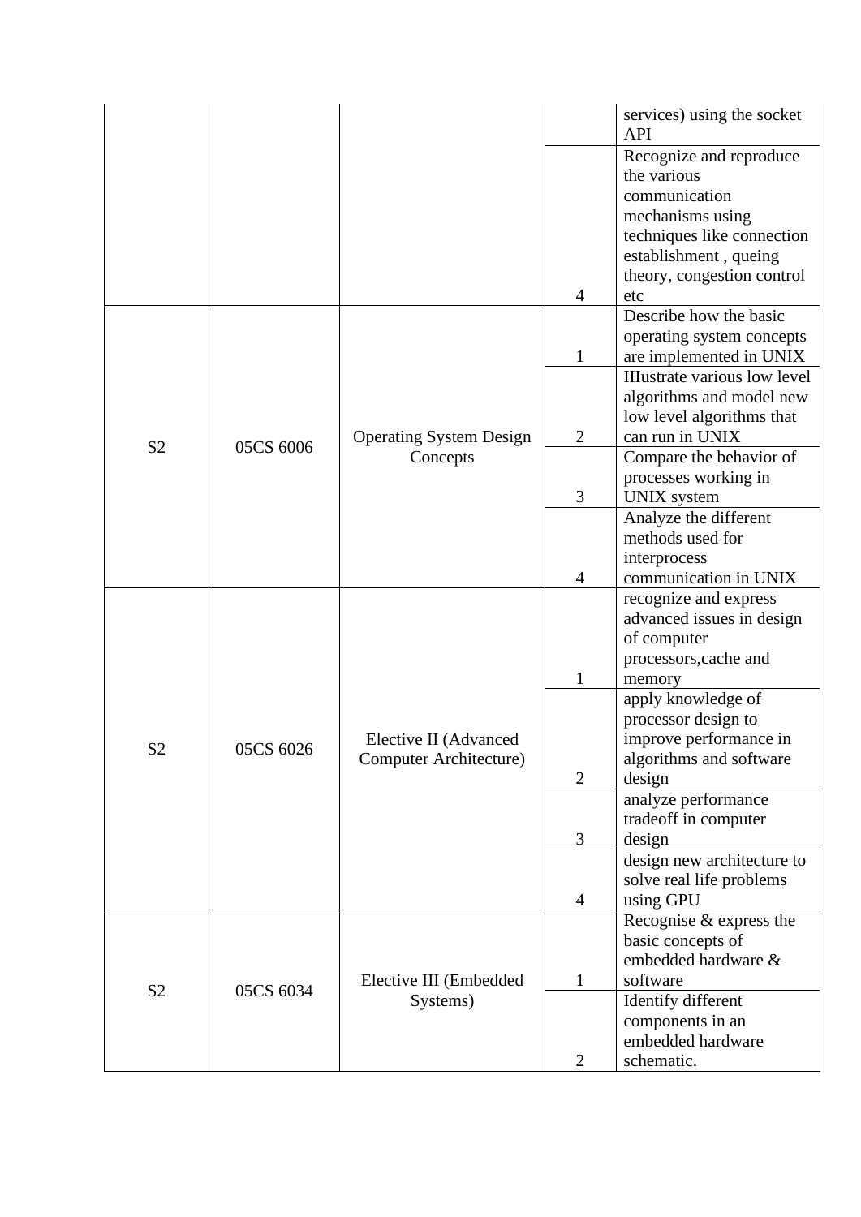| | | | | |
|---|---|---|---|---|
| | | | | services) using the socket API |
| | | | 4 | Recognize and reproduce the various communication mechanisms using techniques like connection establishment , queing theory, congestion control etc |
| S2 | 05CS 6006 | Operating System Design Concepts | 1 | Describe how the basic operating system concepts are implemented in UNIX |
| | | | 2 | IIIustrate various low level algorithms and model new low level algorithms that can run in UNIX |
| | | | 3 | Compare the behavior of processes working in UNIX system |
| | | | 4 | Analyze the different methods used for interprocess communication in UNIX |
| S2 | 05CS 6026 | Elective II (Advanced Computer Architecture) | 1 | recognize and express advanced issues in design of computer processors,cache and memory |
| | | | 2 | apply knowledge of processor design to improve performance in algorithms and software design |
| | | | 3 | analyze performance tradeoff in computer design |
| | | | 4 | design new architecture to solve real life problems using GPU |
| S2 | 05CS 6034 | Elective III (Embedded Systems) | 1 | Recognise & express the basic concepts of embedded hardware & software |
| | | | 2 | Identify different components in an embedded hardware schematic. |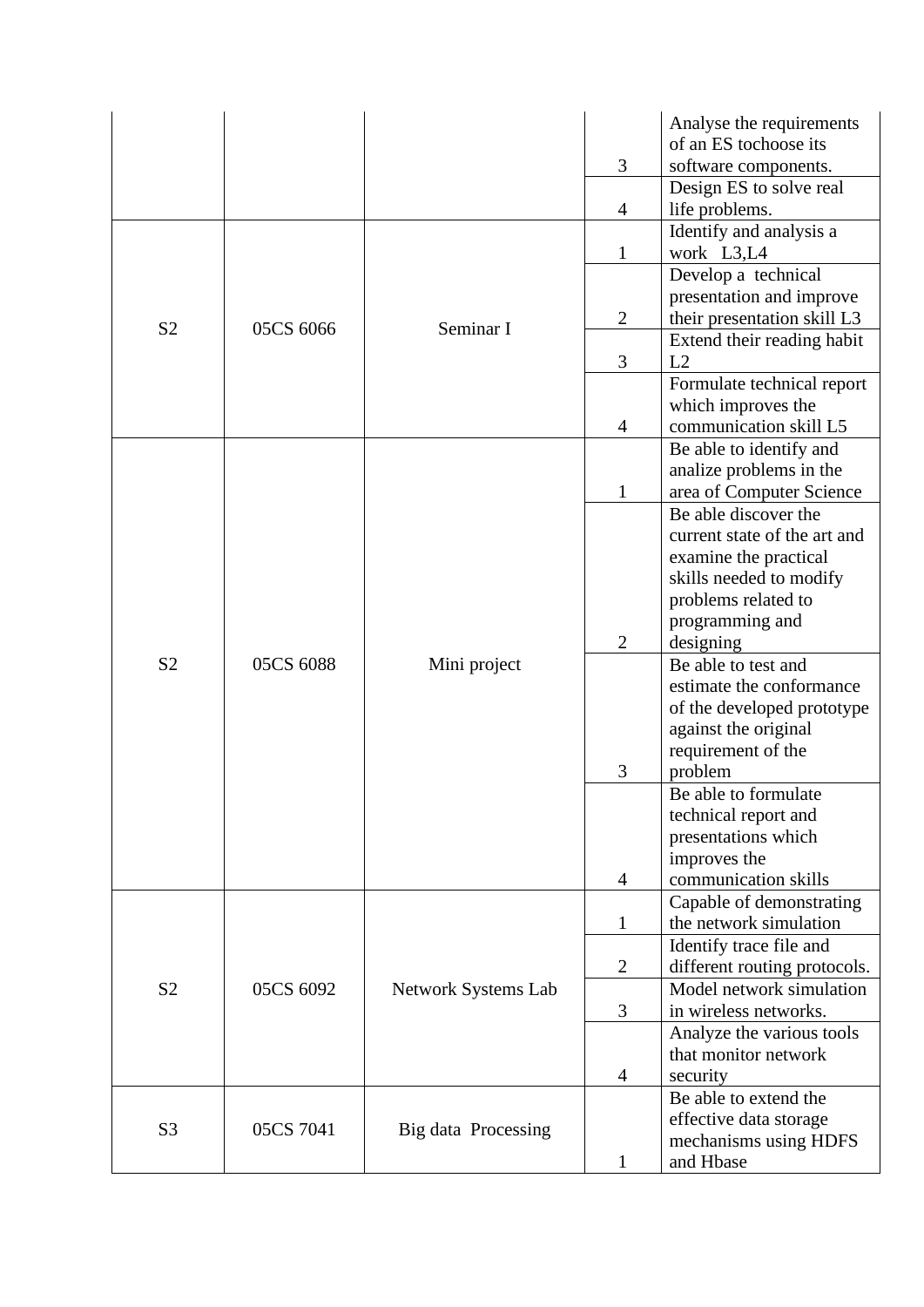| | | | | |
|---|---|---|---|---|
| | | | 3 | Analyse the requirements of an ES tochoose its software components. |
| | | | 4 | Design ES to solve real life problems. |
| S2 | 05CS 6066 | Seminar I | 1 | Identify and analysis a work L3,L4 |
| | | | 2 | Develop a technical presentation and improve their presentation skill L3 |
| | | | 3 | Extend their reading habit L2 |
| | | | 4 | Formulate technical report which improves the communication skill L5 |
| S2 | 05CS 6088 | Mini project | 1 | Be able to identify and analize problems in the area of Computer Science |
| | | | 2 | Be able discover the current state of the art and examine the practical skills needed to modify problems related to programming and designing |
| | | | 3 | Be able to test and estimate the conformance of the developed prototype against the original requirement of the problem |
| | | | 4 | Be able to formulate technical report and presentations which improves the communication skills |
| S2 | 05CS 6092 | Network Systems Lab | 1 | Capable of demonstrating the network simulation |
| | | | 2 | Identify trace file and different routing protocols. |
| | | | 3 | Model network simulation in wireless networks. |
| | | | 4 | Analyze the various tools that monitor network security |
| S3 | 05CS 7041 | Big data Processing | 1 | Be able to extend the effective data storage mechanisms using HDFS and Hbase |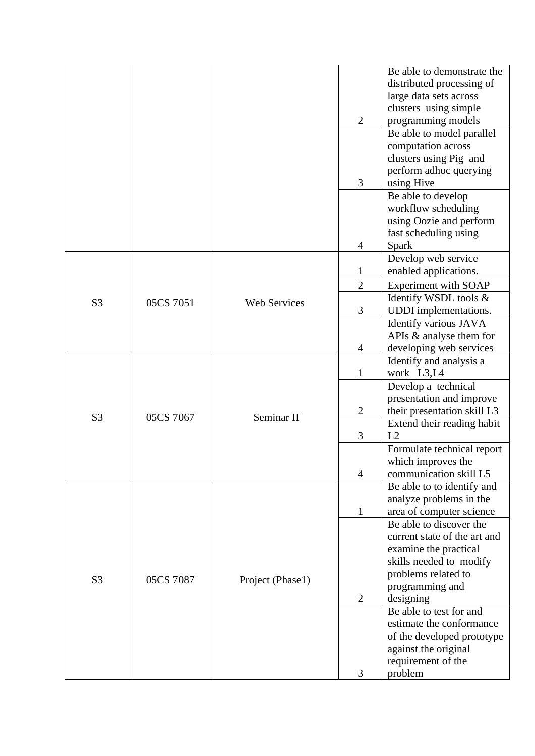| | | | | |
|---|---|---|---|---|
| | | | 2 | Be able to demonstrate the distributed processing of large data sets across clusters using simple programming models |
| | | | 3 | Be able to model parallel computation across clusters using Pig and perform adhoc querying using Hive |
| | | | 4 | Be able to develop workflow scheduling using Oozie and perform fast scheduling using Spark |
| S3 | 05CS 7051 | Web Services | 1 | Develop web service enabled applications. |
| | | | 2 | Experiment with SOAP |
| | | | 3 | Identify WSDL tools & UDDI implementations. |
| | | | 4 | Identify various JAVA APIs & analyse them for developing web services |
| S3 | 05CS 7067 | Seminar II | 1 | Identify and analysis a work L3,L4 |
| | | | 2 | Develop a technical presentation and improve their presentation skill L3 |
| | | | 3 | Extend their reading habit L2 |
| | | | 4 | Formulate technical report which improves the communication skill L5 |
| S3 | 05CS 7087 | Project (Phase1) | 1 | Be able to to identify and analyze problems in the area of computer science |
| | | | 2 | Be able to discover the current state of the art and examine the practical skills needed to modify problems related to programming and designing |
| | | | 3 | Be able to test for and estimate the conformance of the developed prototype against the original requirement of the problem |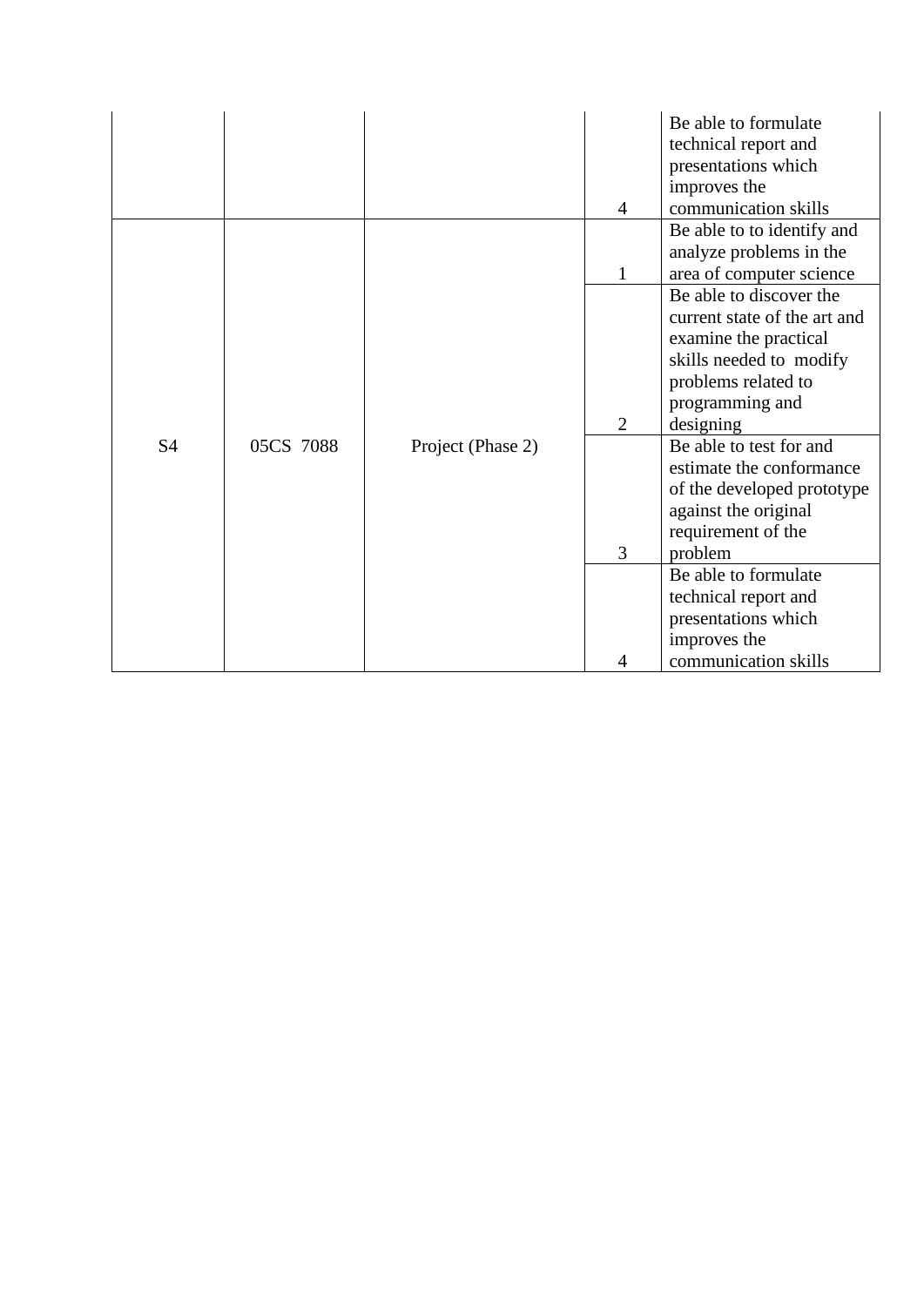| | | | | |
|---|---|---|---|---|
| | | | 4 | Be able to formulate technical report and presentations which improves the communication skills |
| S4 | 05CS 7088 | Project (Phase 2) | 1 | Be able to to identify and analyze problems in the area of computer science |
| | | | 2 | Be able to discover the current state of the art and examine the practical skills needed to modify problems related to programming and designing |
| | | | 3 | Be able to test for and estimate the conformance of the developed prototype against the original requirement of the problem |
| | | | 4 | Be able to formulate technical report and presentations which improves the communication skills |